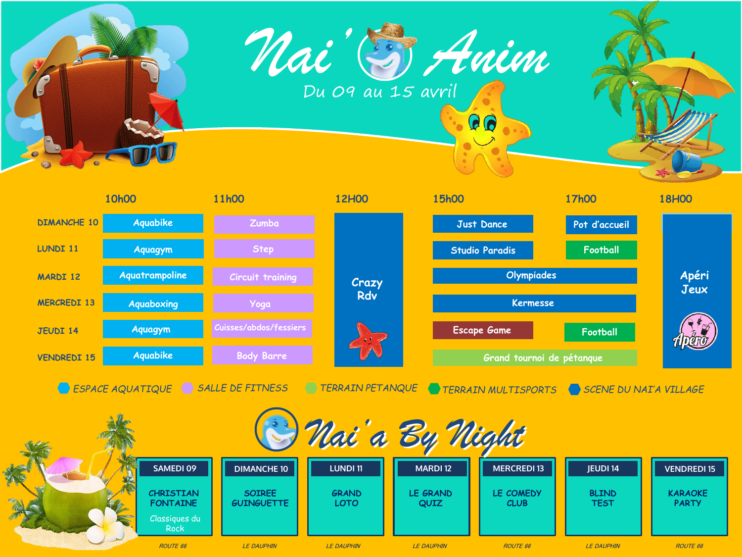# Nai'Anim

Du 09 au 15 avril

| | 10h00 | 11h00 | 12H00 | 15h00 | 17h00 | 18H00 |
|---|---|---|---|---|---|---|
| DIMANCHE 10 | Aquabike | Zumba | Crazy Rdv | Just Dance | Pot d'accueil | Apéri Jeux |
| LUNDI 11 | Aquagym | Step | Crazy Rdv | Studio Paradis | Football | Apéri Jeux |
| MARDI 12 | Aquatrampoline | Circuit training | Crazy Rdv | Olympiades | Olympiades | Apéri Jeux |
| MERCREDI 13 | Aquaboxing | Yoga | Crazy Rdv | Kermesse | Kermesse | Apéri Jeux |
| JEUDI 14 | Aquagym | Cuisses/abdos/fessiers | Crazy Rdv | Escape Game | Football | Apéri Jeux |
| VENDREDI 15 | Aquabike | Body Barre | Crazy Rdv | Grand tournoi de pétanque | Grand tournoi de pétanque | Apéri Jeux |

ESPACE AQUATIQUE — SALLE DE FITNESS — TERRAIN PETANQUE — TERRAIN MULTISPORTS — SCENE DU NAI'A VILLAGE

## Nai'a By Night

| SAMEDI 09 | DIMANCHE 10 | LUNDI 11 | MARDI 12 | MERCREDI 13 | JEUDI 14 | VENDREDI 15 |
|---|---|---|---|---|---|---|
| CHRISTIAN FONTAINE<br>Classiques du Rock | SOIREE GUINGUETTE | GRAND LOTO | LE GRAND QUIZ | LE COMEDY CLUB | BLIND TEST | KARAOKE PARTY |
| ROUTE 66 | LE DAUPHIN | LE DAUPHIN | LE DAUPHIN | ROUTE 66 | LE DAUPHIN | ROUTE 66 |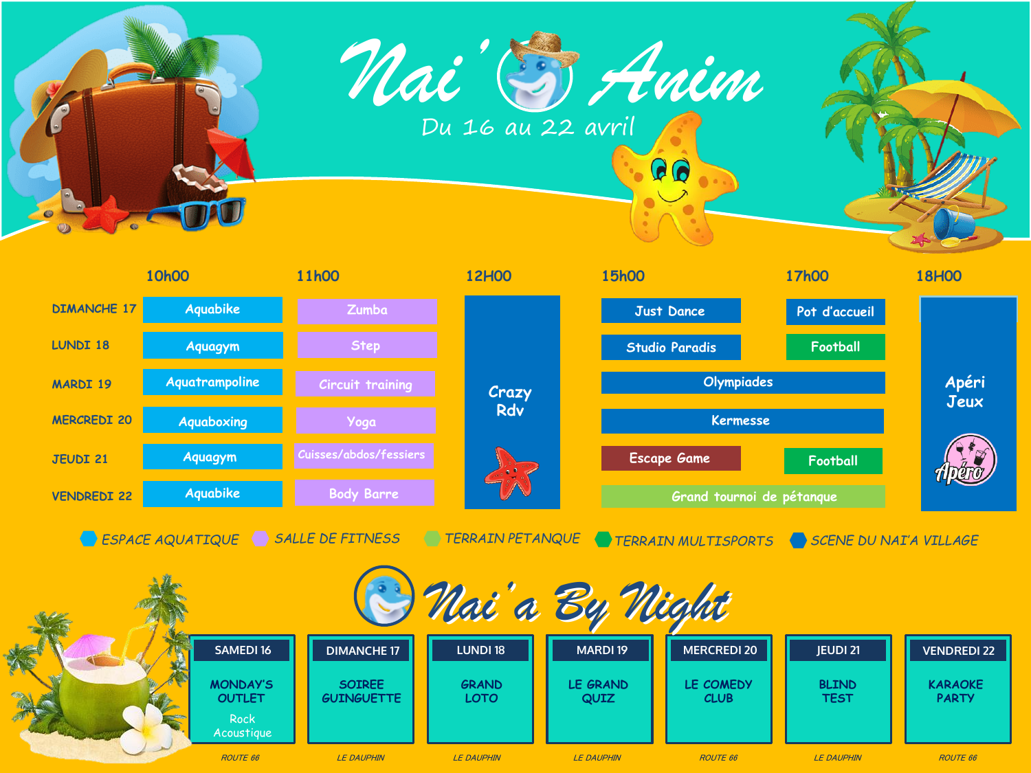# Nai'Anim

Du 16 au 22 avril

| | 10h00 | 11h00 | 12H00 | 15h00 | 17h00 | 18H00 |
|---|---|---|---|---|---|---|
| DIMANCHE 17 | Aquabike | Zumba | Crazy Rdv | Just Dance | Pot d'accueil | Apéri Jeux |
| LUNDI 18 | Aquagym | Step | Crazy Rdv | Studio Paradis | Football | Apéri Jeux |
| MARDI 19 | Aquatrampoline | Circuit training | Crazy Rdv | Olympiades | | Apéri Jeux |
| MERCREDI 20 | Aquaboxing | Yoga | Crazy Rdv | Kermesse | | Apéri Jeux |
| JEUDI 21 | Aquagym | Cuisses/abdos/fessiers | Crazy Rdv | Escape Game | Football | Apéri Jeux |
| VENDREDI 22 | Aquabike | Body Barre | Crazy Rdv | Grand tournoi de pétanque | | Apéri Jeux |

ESPACE AQUATIQUE · SALLE DE FITNESS · TERRAIN PETANQUE · TERRAIN MULTISPORTS · SCENE DU NAI'A VILLAGE

## Nai'a By Night

| SAMEDI 16 | DIMANCHE 17 | LUNDI 18 | MARDI 19 | MERCREDI 20 | JEUDI 21 | VENDREDI 22 |
|---|---|---|---|---|---|---|
| MONDAY'S OUTLET<br>Rock Acoustique | SOIREE GUINGUETTE | GRAND LOTO | LE GRAND QUIZ | LE COMEDY CLUB | BLIND TEST | KARAOKE PARTY |
| ROUTE 66 | LE DAUPHIN | LE DAUPHIN | LE DAUPHIN | ROUTE 66 | LE DAUPHIN | ROUTE 66 |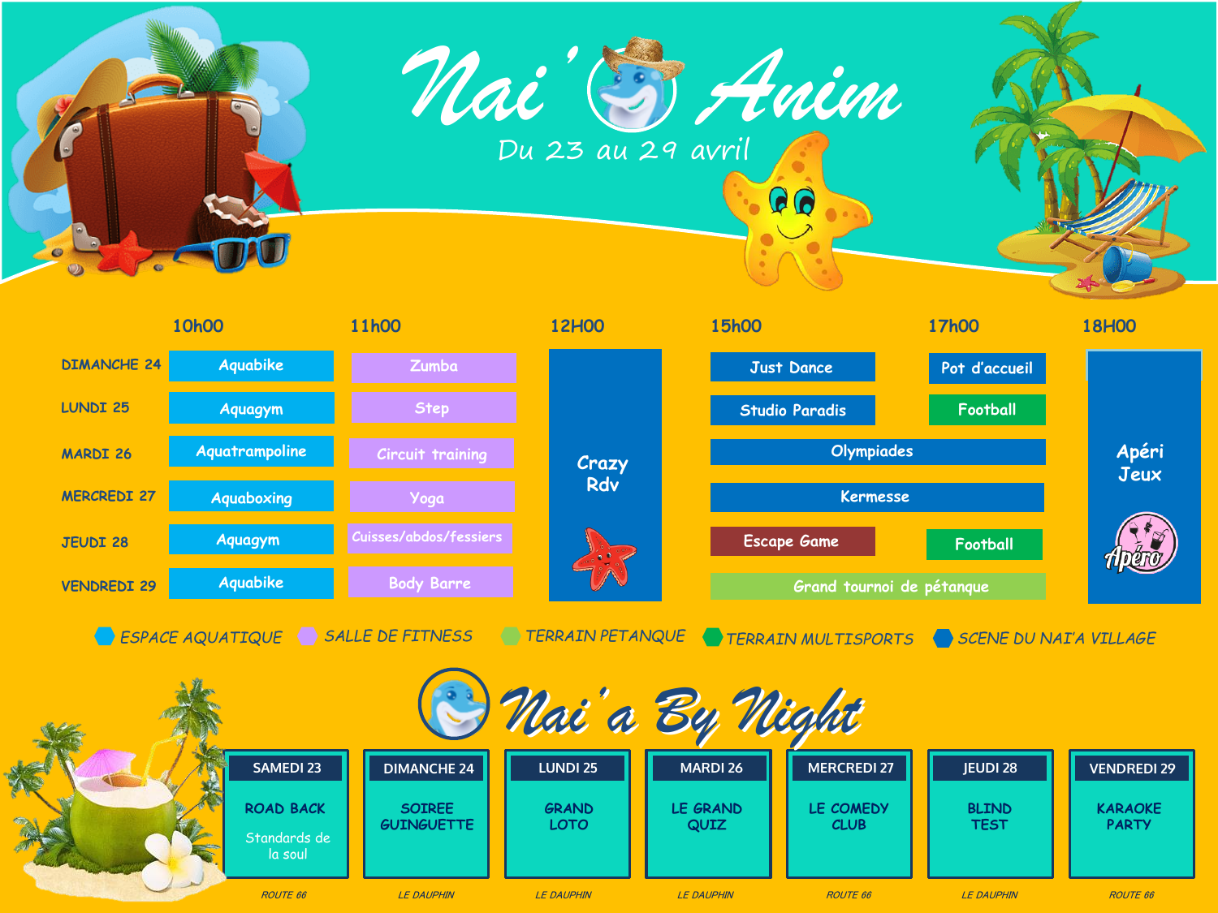# Nai'Anim

Du 23 au 29 avril

| | 10h00 | 11h00 | 12H00 | 15h00 | 17h00 | 18H00 |
|---|---|---|---|---|---|---|
| DIMANCHE 24 | Aquabike | Zumba | Crazy Rdv | Just Dance | Pot d'accueil | Apéri Jeux |
| LUNDI 25 | Aquagym | Step | Crazy Rdv | Studio Paradis | Football | Apéri Jeux |
| MARDI 26 | Aquatrampoline | Circuit training | Crazy Rdv | Olympiades | | Apéri Jeux |
| MERCREDI 27 | Aquaboxing | Yoga | Crazy Rdv | Kermesse | | Apéri Jeux |
| JEUDI 28 | Aquagym | Cuisses/abdos/fessiers | Crazy Rdv | Escape Game | Football | Apéri Jeux |
| VENDREDI 29 | Aquabike | Body Barre | Crazy Rdv | Grand tournoi de pétanque | | Apéri Jeux |

ESPACE AQUATIQUE · SALLE DE FITNESS · TERRAIN PETANQUE · TERRAIN MULTISPORTS · SCENE DU NAI'A VILLAGE

## Nai'a By Night

| SAMEDI 23 | DIMANCHE 24 | LUNDI 25 | MARDI 26 | MERCREDI 27 | JEUDI 28 | VENDREDI 29 |
|---|---|---|---|---|---|---|
| ROAD BACK<br>Standards de la soul | SOIREE GUINGUETTE | GRAND LOTO | LE GRAND QUIZ | LE COMEDY CLUB | BLIND TEST | KARAOKE PARTY |
| *ROUTE 66* | *LE DAUPHIN* | *LE DAUPHIN* | *LE DAUPHIN* | *ROUTE 66* | *LE DAUPHIN* | *ROUTE 66* |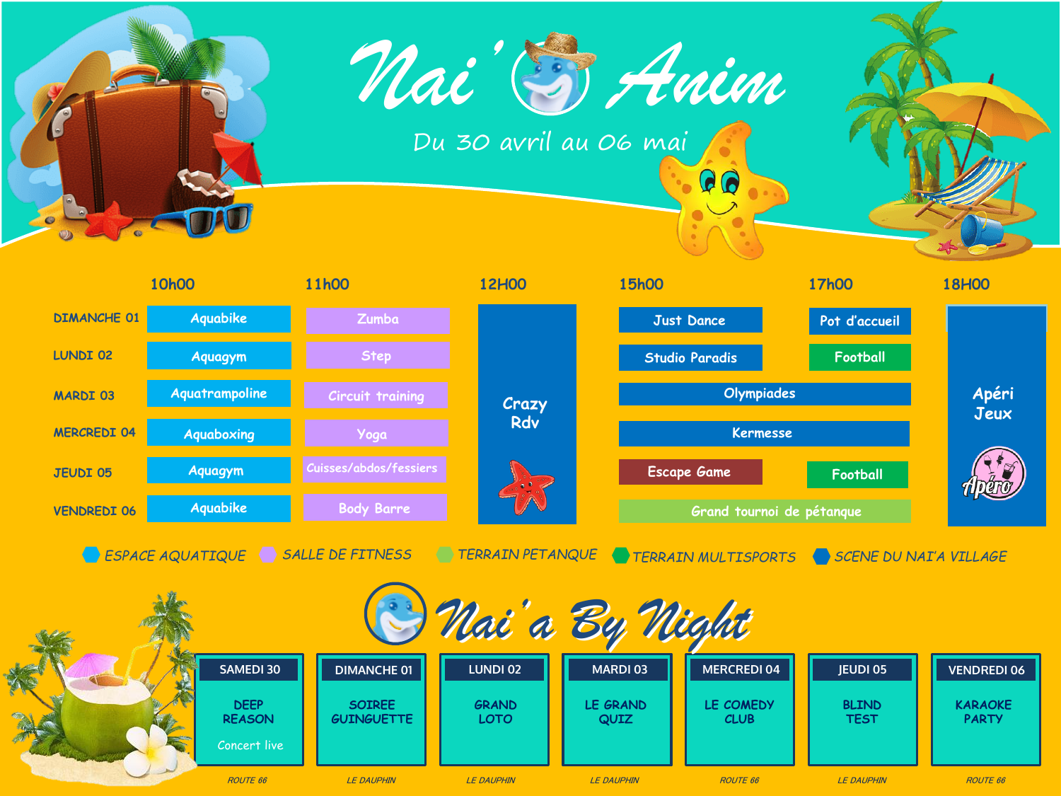# Nai'Anim

Du 30 avril au 06 mai

| | 10h00 | 11h00 | 12H00 | 15h00 | 17h00 | 18H00 |
|---|---|---|---|---|---|---|
| DIMANCHE 01 | Aquabike | Zumba | Crazy Rdv | Just Dance | Pot d'accueil | Apéri Jeux |
| LUNDI 02 | Aquagym | Step | Crazy Rdv | Studio Paradis | Football | Apéri Jeux |
| MARDI 03 | Aquatrampoline | Circuit training | Crazy Rdv | Olympiades | Olympiades | Apéri Jeux |
| MERCREDI 04 | Aquaboxing | Yoga | Crazy Rdv | Kermesse | Kermesse | Apéri Jeux |
| JEUDI 05 | Aquagym | Cuisses/abdos/fessiers | Crazy Rdv | Escape Game | Football | Apéri Jeux |
| VENDREDI 06 | Aquabike | Body Barre | Crazy Rdv | Grand tournoi de pétanque | Grand tournoi de pétanque | Apéri Jeux |

ESPACE AQUATIQUE · SALLE DE FITNESS · TERRAIN PETANQUE · TERRAIN MULTISPORTS · SCENE DU NAI'A VILLAGE

## Nai'a By Night

| SAMEDI 30 | DIMANCHE 01 | LUNDI 02 | MARDI 03 | MERCREDI 04 | JEUDI 05 | VENDREDI 06 |
|---|---|---|---|---|---|---|
| DEEP REASON<br>Concert live | SOIREE GUINGUETTE | GRAND LOTO | LE GRAND QUIZ | LE COMEDY CLUB | BLIND TEST | KARAOKE PARTY |
| *ROUTE 66* | *LE DAUPHIN* | *LE DAUPHIN* | *LE DAUPHIN* | *ROUTE 66* | *LE DAUPHIN* | *ROUTE 66* |